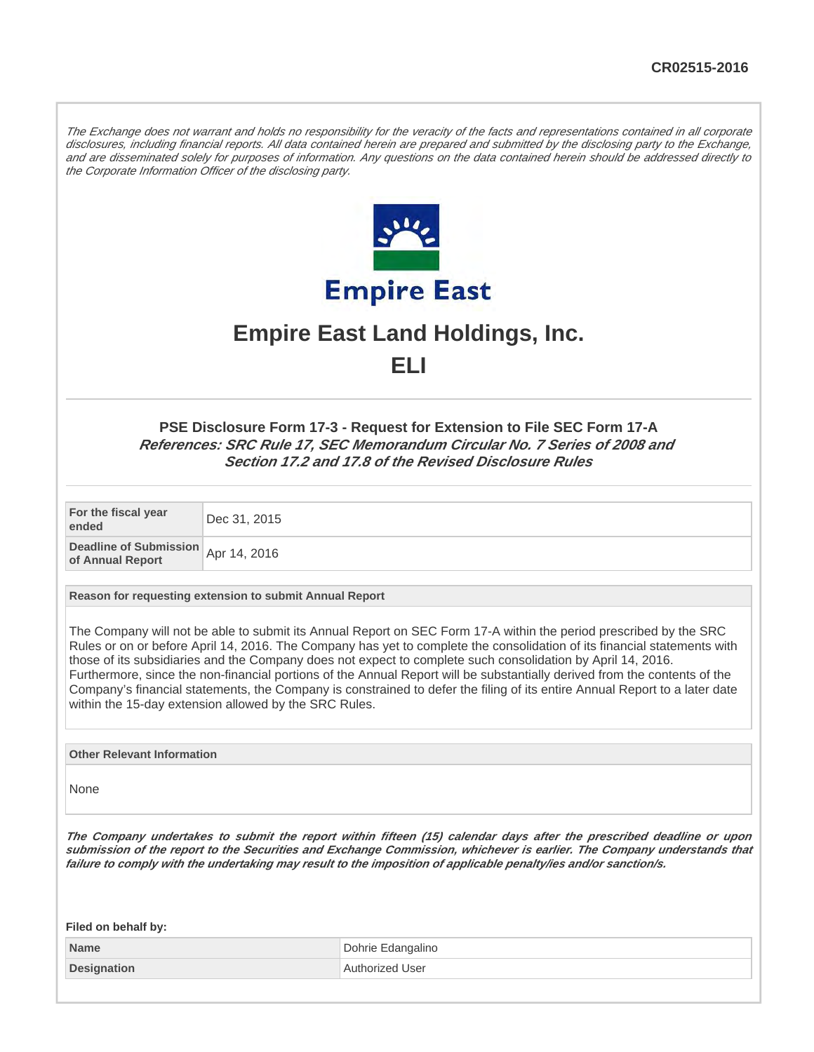CR02515-2016

*The Exchange does not warrant and holds no responsibility for the veracity of the facts and representations contained in all corporate disclosures, including financial reports. All data contained herein are prepared and submitted by the disclosing party to the Exchange, and are disseminated solely for purposes of information. Any questions on the data contained herein should be addressed directly to the Corporate Information Officer of the disclosing party.*

Empire East

# Empire East Land Holdings, Inc.

## ELI

### PSE Disclosure Form 17-3 - Request for Extension to File SEC Form 17-A

***References: SRC Rule 17, SEC Memorandum Circular No. 7 Series of 2008 and Section 17.2 and 17.8 of the Revised Disclosure Rules***

| | |
|---|---|
| **For the fiscal year ended** | Dec 31, 2015 |
| **Deadline of Submission of Annual Report** | Apr 14, 2016 |

**Reason for requesting extension to submit Annual Report**

The Company will not be able to submit its Annual Report on SEC Form 17-A within the period prescribed by the SRC Rules or on or before April 14, 2016. The Company has yet to complete the consolidation of its financial statements with those of its subsidiaries and the Company does not expect to complete such consolidation by April 14, 2016. Furthermore, since the non-financial portions of the Annual Report will be substantially derived from the contents of the Company's financial statements, the Company is constrained to defer the filing of its entire Annual Report to a later date within the 15-day extension allowed by the SRC Rules.

**Other Relevant Information**

None

***The Company undertakes to submit the report within fifteen (15) calendar days after the prescribed deadline or upon submission of the report to the Securities and Exchange Commission, whichever is earlier. The Company understands that failure to comply with the undertaking may result to the imposition of applicable penalty/ies and/or sanction/s.***

**Filed on behalf by:**

| | |
|---|---|
| **Name** | Dohrie Edangalino |
| **Designation** | Authorized User |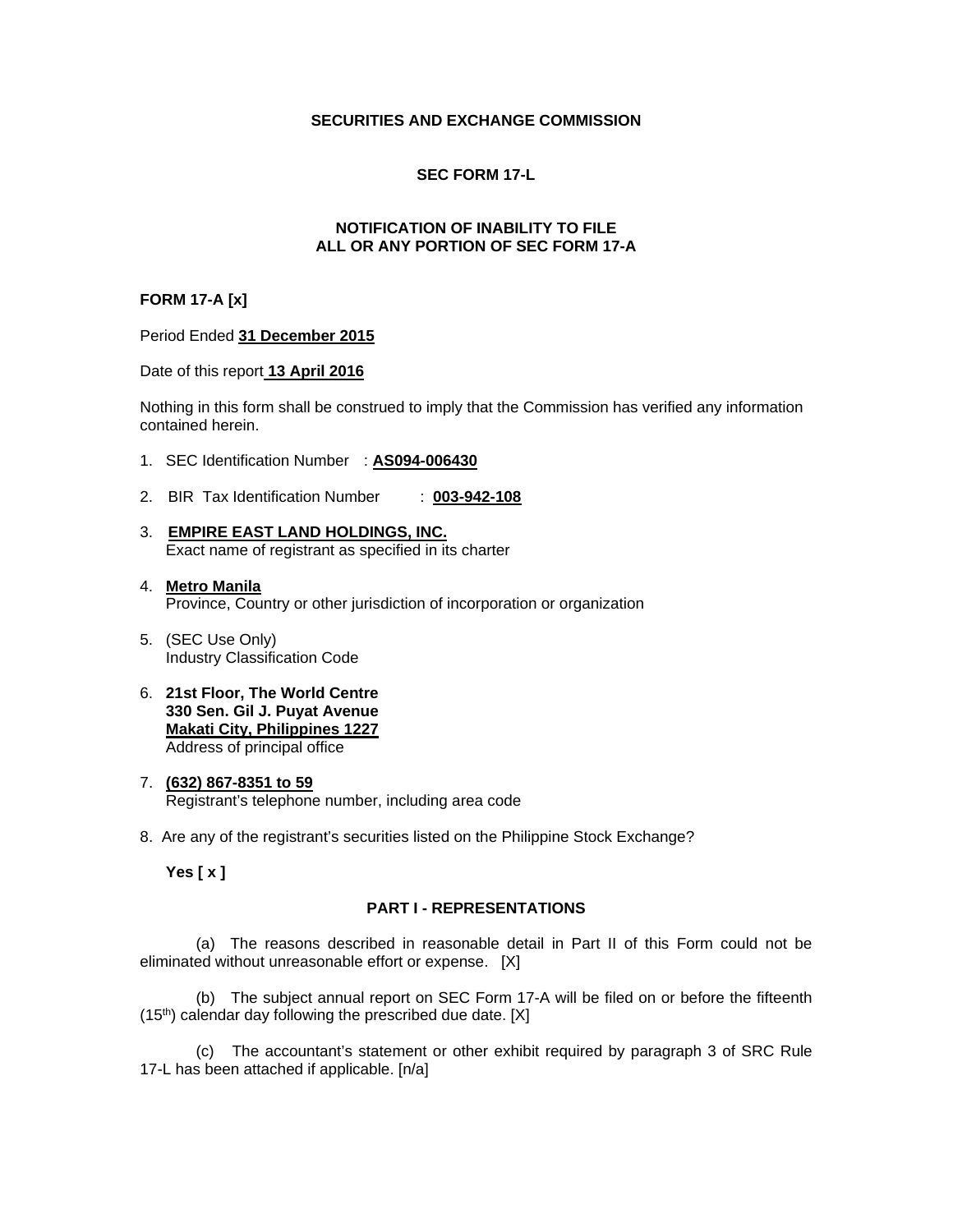**SECURITIES AND EXCHANGE COMMISSION**

**SEC FORM 17-L**

**NOTIFICATION OF INABILITY TO FILE ALL OR ANY PORTION OF SEC FORM 17-A**

**FORM 17-A [x]**

Period Ended **31 December 2015**

Date of this report **13 April 2016**

Nothing in this form shall be construed to imply that the Commission has verified any information contained herein.

1. SEC Identification Number : **AS094-006430**

2. BIR Tax Identification Number : **003-942-108**

3. **EMPIRE EAST LAND HOLDINGS, INC.**
   Exact name of registrant as specified in its charter

4. **Metro Manila**
   Province, Country or other jurisdiction of incorporation or organization

5. (SEC Use Only)
   Industry Classification Code

6. **21st Floor, The World Centre**
   **330 Sen. Gil J. Puyat Avenue**
   **Makati City, Philippines 1227**
   Address of principal office

7. **(632) 867-8351 to 59**
   Registrant's telephone number, including area code

8. Are any of the registrant's securities listed on the Philippine Stock Exchange?

   **Yes [ x ]**

**PART I - REPRESENTATIONS**

(a) The reasons described in reasonable detail in Part II of this Form could not be eliminated without unreasonable effort or expense. [X]

(b) The subject annual report on SEC Form 17-A will be filed on or before the fifteenth (15th) calendar day following the prescribed due date. [X]

(c) The accountant's statement or other exhibit required by paragraph 3 of SRC Rule 17-L has been attached if applicable. [n/a]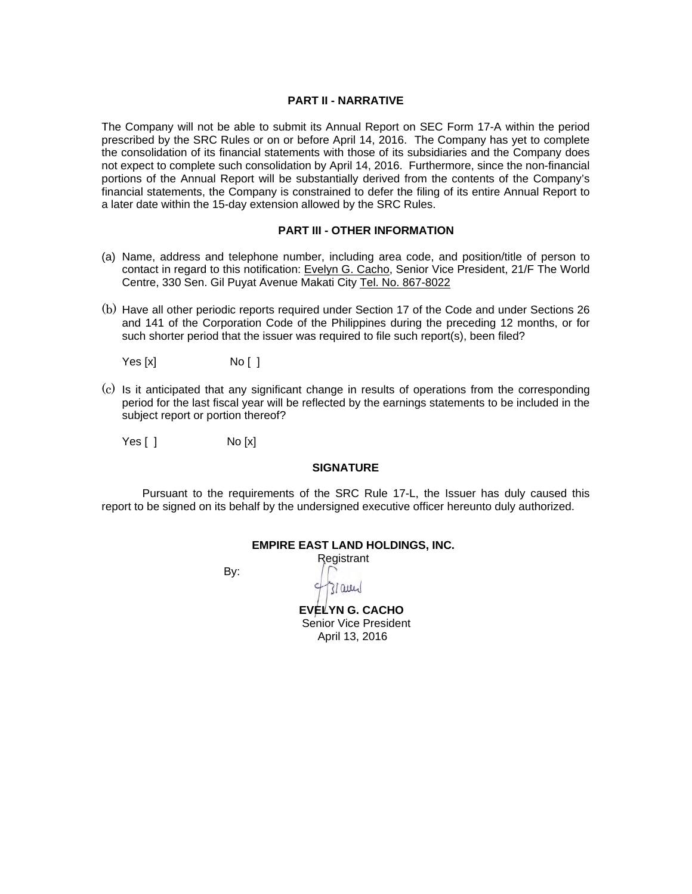## PART II - NARRATIVE

The Company will not be able to submit its Annual Report on SEC Form 17-A within the period prescribed by the SRC Rules or on or before April 14, 2016. The Company has yet to complete the consolidation of its financial statements with those of its subsidiaries and the Company does not expect to complete such consolidation by April 14, 2016. Furthermore, since the non-financial portions of the Annual Report will be substantially derived from the contents of the Company's financial statements, the Company is constrained to defer the filing of its entire Annual Report to a later date within the 15-day extension allowed by the SRC Rules.

## PART III - OTHER INFORMATION

(a) Name, address and telephone number, including area code, and position/title of person to contact in regard to this notification: Evelyn G. Cacho, Senior Vice President, 21/F The World Centre, 330 Sen. Gil Puyat Avenue Makati City Tel. No. 867-8022

(b) Have all other periodic reports required under Section 17 of the Code and under Sections 26 and 141 of the Corporation Code of the Philippines during the preceding 12 months, or for such shorter period that the issuer was required to file such report(s), been filed?

Yes [x] No [ ]

(c) Is it anticipated that any significant change in results of operations from the corresponding period for the last fiscal year will be reflected by the earnings statements to be included in the subject report or portion thereof?

Yes [ ] No [x]

## SIGNATURE

Pursuant to the requirements of the SRC Rule 17-L, the Issuer has duly caused this report to be signed on its behalf by the undersigned executive officer hereunto duly authorized.

**EMPIRE EAST LAND HOLDINGS, INC.**
Registrant

By:

**EVELYN G. CACHO**
Senior Vice President
April 13, 2016